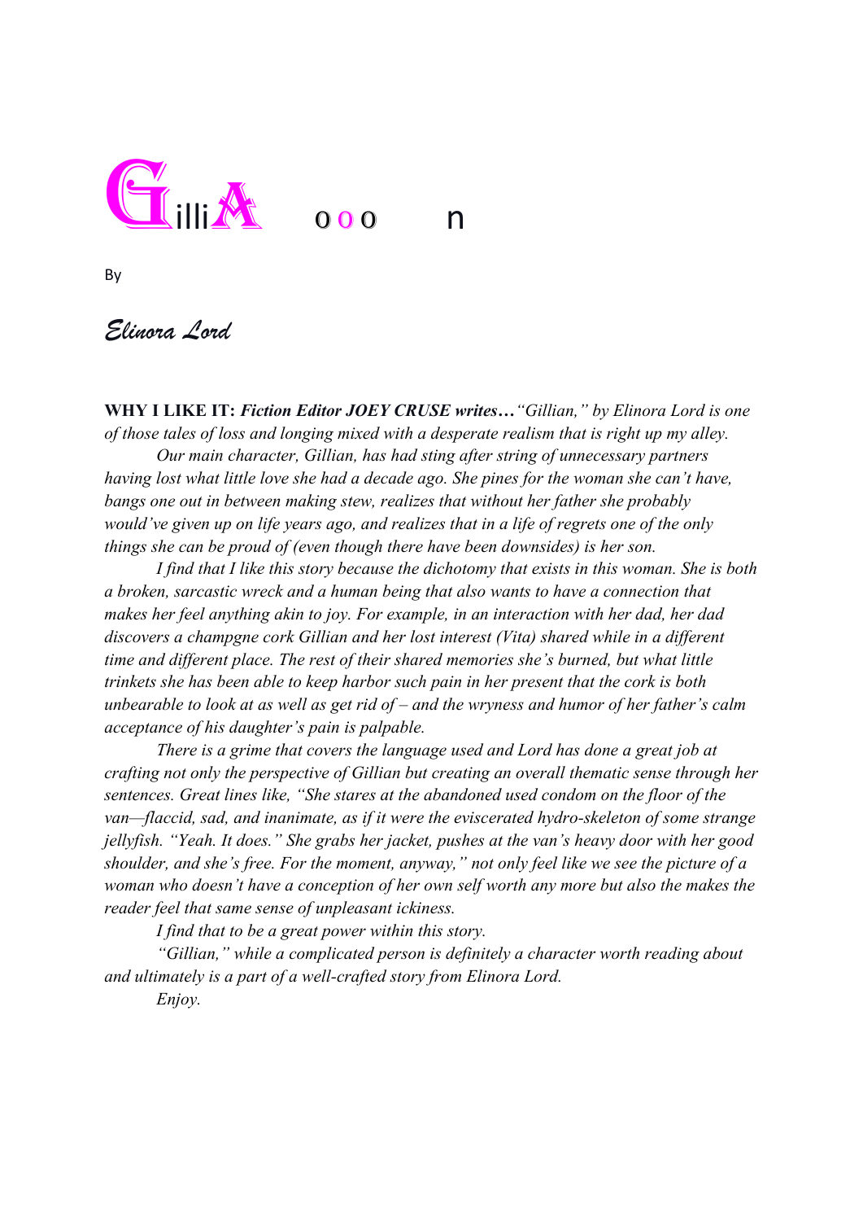# GilliA ooo n

By

*Elinora Lord*

**WHY I LIKE IT:** ***Fiction Editor JOEY CRUSE writes…*** *"Gillian," by Elinora Lord is one of those tales of loss and longing mixed with a desperate realism that is right up my alley.*

*Our main character, Gillian, has had sting after string of unnecessary partners having lost what little love she had a decade ago. She pines for the woman she can't have, bangs one out in between making stew, realizes that without her father she probably would've given up on life years ago, and realizes that in a life of regrets one of the only things she can be proud of (even though there have been downsides) is her son.*

*I find that I like this story because the dichotomy that exists in this woman. She is both a broken, sarcastic wreck and a human being that also wants to have a connection that makes her feel anything akin to joy. For example, in an interaction with her dad, her dad discovers a champgne cork Gillian and her lost interest (Vita) shared while in a different time and different place. The rest of their shared memories she's burned, but what little trinkets she has been able to keep harbor such pain in her present that the cork is both unbearable to look at as well as get rid of – and the wryness and humor of her father's calm acceptance of his daughter's pain is palpable.*

*There is a grime that covers the language used and Lord has done a great job at crafting not only the perspective of Gillian but creating an overall thematic sense through her sentences. Great lines like, "She stares at the abandoned used condom on the floor of the van—flaccid, sad, and inanimate, as if it were the eviscerated hydro-skeleton of some strange jellyfish. "Yeah. It does." She grabs her jacket, pushes at the van's heavy door with her good shoulder, and she's free. For the moment, anyway," not only feel like we see the picture of a woman who doesn't have a conception of her own self worth any more but also the makes the reader feel that same sense of unpleasant ickiness.*

*I find that to be a great power within this story.*

*"Gillian," while a complicated person is definitely a character worth reading about and ultimately is a part of a well-crafted story from Elinora Lord.*

*Enjoy.*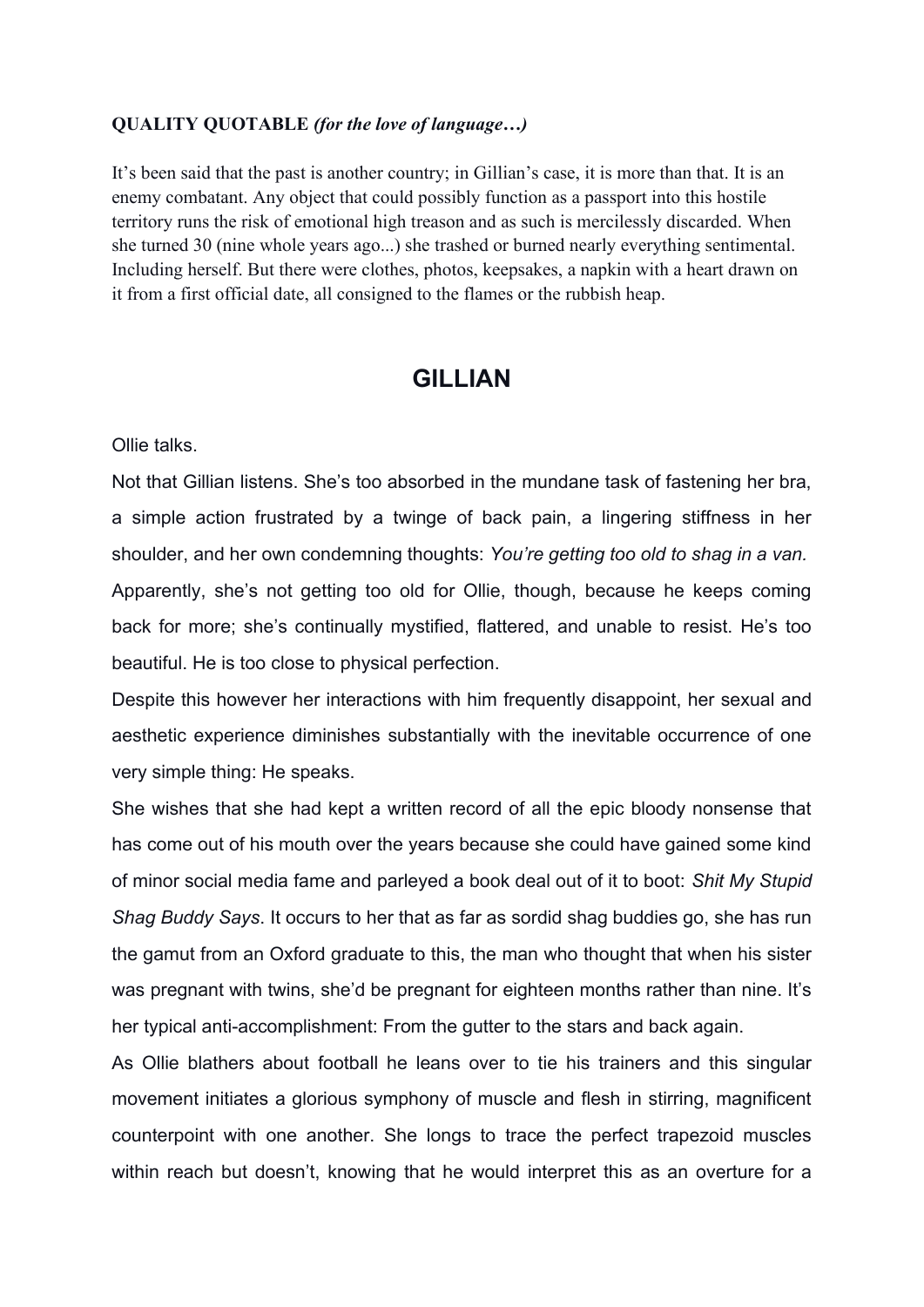**QUALITY QUOTABLE** *(for the love of language…)*

It's been said that the past is another country; in Gillian's case, it is more than that. It is an enemy combatant. Any object that could possibly function as a passport into this hostile territory runs the risk of emotional high treason and as such is mercilessly discarded. When she turned 30 (nine whole years ago...) she trashed or burned nearly everything sentimental. Including herself. But there were clothes, photos, keepsakes, a napkin with a heart drawn on it from a first official date, all consigned to the flames or the rubbish heap.

## GILLIAN

Ollie talks.

Not that Gillian listens. She's too absorbed in the mundane task of fastening her bra, a simple action frustrated by a twinge of back pain, a lingering stiffness in her shoulder, and her own condemning thoughts: *You're getting too old to shag in a van.*

Apparently, she's not getting too old for Ollie, though, because he keeps coming back for more; she's continually mystified, flattered, and unable to resist. He's too beautiful. He is too close to physical perfection.

Despite this however her interactions with him frequently disappoint, her sexual and aesthetic experience diminishes substantially with the inevitable occurrence of one very simple thing: He speaks.

She wishes that she had kept a written record of all the epic bloody nonsense that has come out of his mouth over the years because she could have gained some kind of minor social media fame and parleyed a book deal out of it to boot: *Shit My Stupid Shag Buddy Says*. It occurs to her that as far as sordid shag buddies go, she has run the gamut from an Oxford graduate to this, the man who thought that when his sister was pregnant with twins, she'd be pregnant for eighteen months rather than nine. It's her typical anti-accomplishment: From the gutter to the stars and back again.

As Ollie blathers about football he leans over to tie his trainers and this singular movement initiates a glorious symphony of muscle and flesh in stirring, magnificent counterpoint with one another. She longs to trace the perfect trapezoid muscles within reach but doesn't, knowing that he would interpret this as an overture for a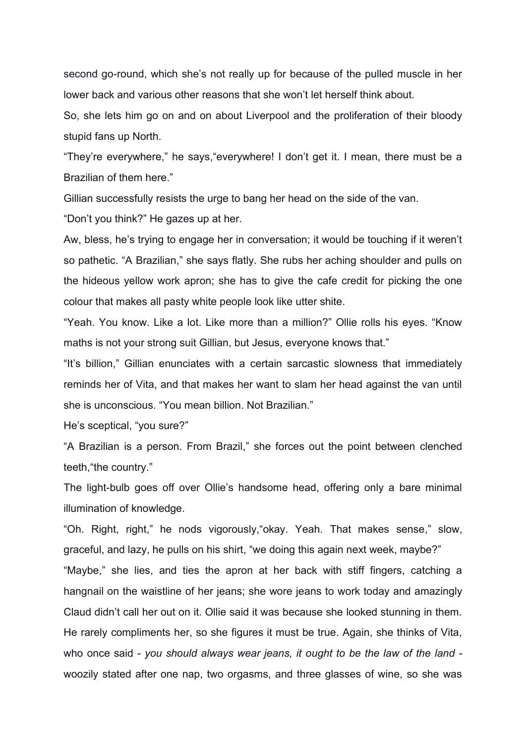second go-round, which she's not really up for because of the pulled muscle in her lower back and various other reasons that she won't let herself think about.

So, she lets him go on and on about Liverpool and the proliferation of their bloody stupid fans up North.

"They're everywhere," he says,"everywhere! I don't get it. I mean, there must be a Brazilian of them here."

Gillian successfully resists the urge to bang her head on the side of the van.

"Don't you think?" He gazes up at her.

Aw, bless, he's trying to engage her in conversation; it would be touching if it weren't so pathetic. "A Brazilian," she says flatly. She rubs her aching shoulder and pulls on the hideous yellow work apron; she has to give the cafe credit for picking the one colour that makes all pasty white people look like utter shite.

"Yeah. You know. Like a lot. Like more than a million?" Ollie rolls his eyes. "Know maths is not your strong suit Gillian, but Jesus, everyone knows that."

"It's billion," Gillian enunciates with a certain sarcastic slowness that immediately reminds her of Vita, and that makes her want to slam her head against the van until she is unconscious. "You mean billion. Not Brazilian."

He's sceptical, "you sure?"

"A Brazilian is a person. From Brazil," she forces out the point between clenched teeth,"the country."

The light-bulb goes off over Ollie's handsome head, offering only a bare minimal illumination of knowledge.

"Oh. Right, right," he nods vigorously,"okay. Yeah. That makes sense," slow, graceful, and lazy, he pulls on his shirt, "we doing this again next week, maybe?"

"Maybe," she lies, and ties the apron at her back with stiff fingers, catching a hangnail on the waistline of her jeans; she wore jeans to work today and amazingly Claud didn't call her out on it. Ollie said it was because she looked stunning in them. He rarely compliments her, so she figures it must be true. Again, she thinks of Vita, who once said - *you should always wear jeans, it ought to be the law of the land* - woozily stated after one nap, two orgasms, and three glasses of wine, so she was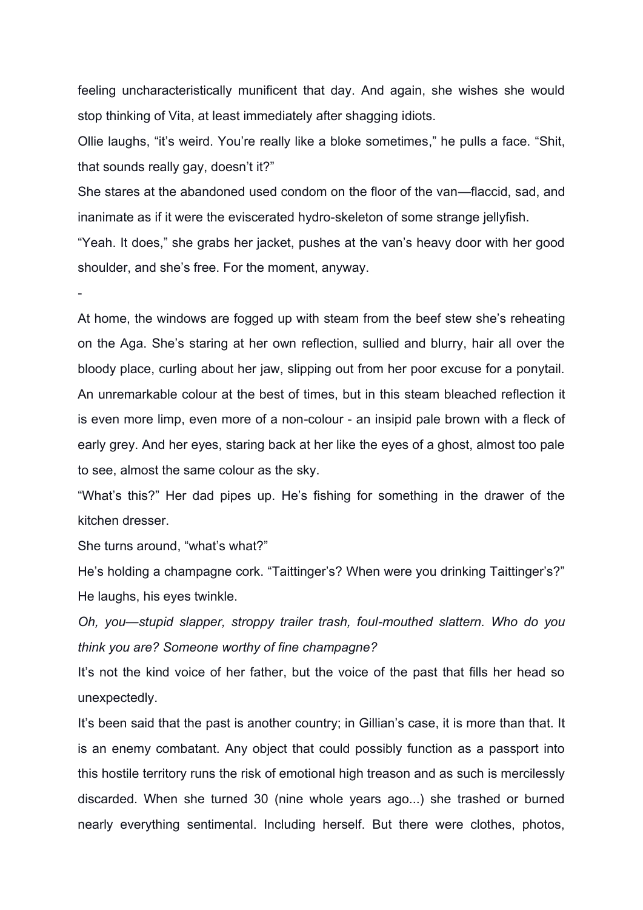feeling uncharacteristically munificent that day. And again, she wishes she would stop thinking of Vita, at least immediately after shagging idiots.

Ollie laughs, "it's weird. You're really like a bloke sometimes," he pulls a face. "Shit, that sounds really gay, doesn't it?"

She stares at the abandoned used condom on the floor of the van—flaccid, sad, and inanimate as if it were the eviscerated hydro-skeleton of some strange jellyfish.

"Yeah. It does," she grabs her jacket, pushes at the van's heavy door with her good shoulder, and she's free. For the moment, anyway.

-

At home, the windows are fogged up with steam from the beef stew she's reheating on the Aga. She's staring at her own reflection, sullied and blurry, hair all over the bloody place, curling about her jaw, slipping out from her poor excuse for a ponytail. An unremarkable colour at the best of times, but in this steam bleached reflection it is even more limp, even more of a non-colour - an insipid pale brown with a fleck of early grey. And her eyes, staring back at her like the eyes of a ghost, almost too pale to see, almost the same colour as the sky.

"What's this?" Her dad pipes up. He's fishing for something in the drawer of the kitchen dresser.

She turns around, "what's what?"

He's holding a champagne cork. "Taittinger's? When were you drinking Taittinger's?" He laughs, his eyes twinkle.

*Oh, you—stupid slapper, stroppy trailer trash, foul-mouthed slattern. Who do you think you are? Someone worthy of fine champagne?*

It's not the kind voice of her father, but the voice of the past that fills her head so unexpectedly.

It's been said that the past is another country; in Gillian's case, it is more than that. It is an enemy combatant. Any object that could possibly function as a passport into this hostile territory runs the risk of emotional high treason and as such is mercilessly discarded. When she turned 30 (nine whole years ago...) she trashed or burned nearly everything sentimental. Including herself. But there were clothes, photos,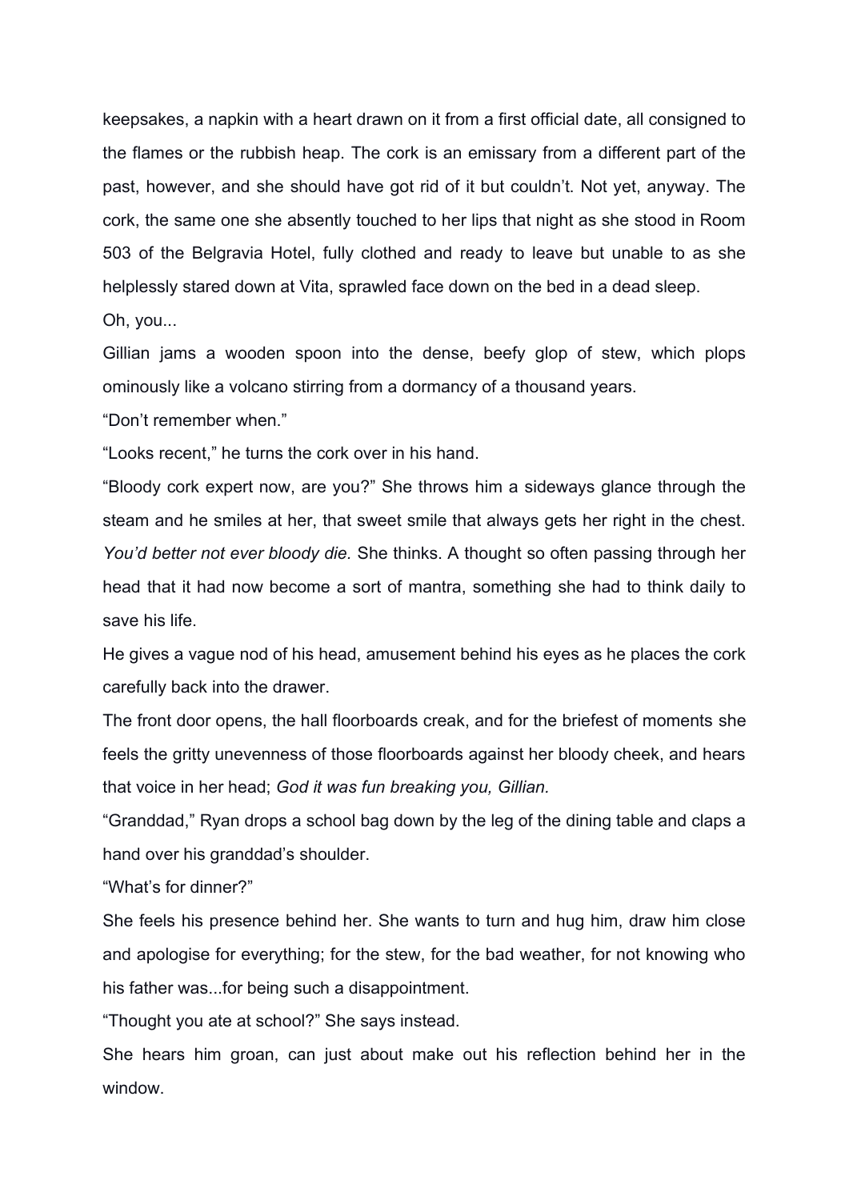keepsakes, a napkin with a heart drawn on it from a first official date, all consigned to the flames or the rubbish heap. The cork is an emissary from a different part of the past, however, and she should have got rid of it but couldn't. Not yet, anyway. The cork, the same one she absently touched to her lips that night as she stood in Room 503 of the Belgravia Hotel, fully clothed and ready to leave but unable to as she helplessly stared down at Vita, sprawled face down on the bed in a dead sleep.

Oh, you...

Gillian jams a wooden spoon into the dense, beefy glop of stew, which plops ominously like a volcano stirring from a dormancy of a thousand years.

"Don't remember when."

"Looks recent," he turns the cork over in his hand.

"Bloody cork expert now, are you?" She throws him a sideways glance through the steam and he smiles at her, that sweet smile that always gets her right in the chest. *You'd better not ever bloody die.* She thinks. A thought so often passing through her head that it had now become a sort of mantra, something she had to think daily to save his life.

He gives a vague nod of his head, amusement behind his eyes as he places the cork carefully back into the drawer.

The front door opens, the hall floorboards creak, and for the briefest of moments she feels the gritty unevenness of those floorboards against her bloody cheek, and hears that voice in her head; *God it was fun breaking you, Gillian.*

"Granddad," Ryan drops a school bag down by the leg of the dining table and claps a hand over his granddad's shoulder.

"What's for dinner?"

She feels his presence behind her. She wants to turn and hug him, draw him close and apologise for everything; for the stew, for the bad weather, for not knowing who his father was...for being such a disappointment.

"Thought you ate at school?" She says instead.

She hears him groan, can just about make out his reflection behind her in the window.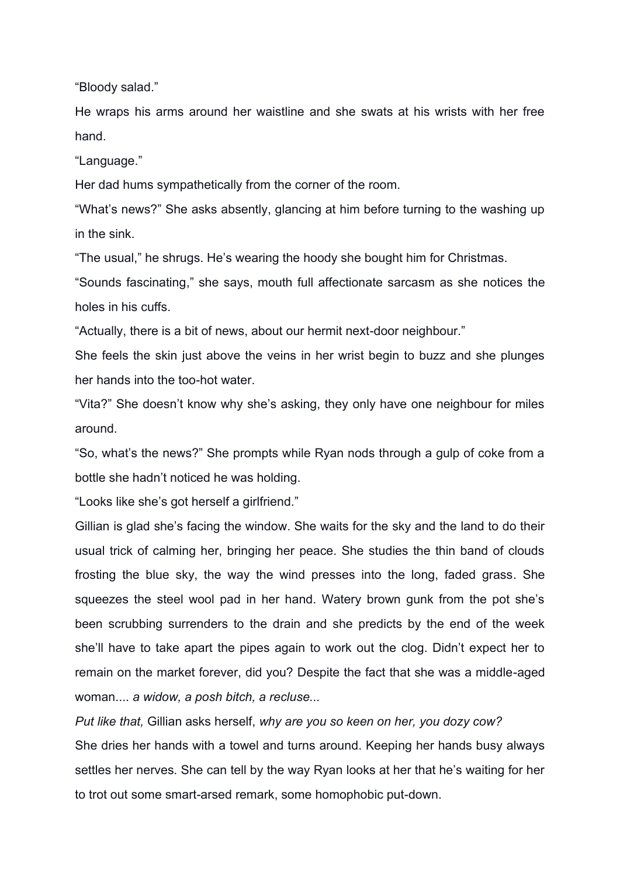“Bloody salad.”

He wraps his arms around her waistline and she swats at his wrists with her free hand.

“Language.”

Her dad hums sympathetically from the corner of the room.

“What’s news?” She asks absently, glancing at him before turning to the washing up in the sink.

“The usual,” he shrugs. He’s wearing the hoody she bought him for Christmas.

“Sounds fascinating,” she says, mouth full affectionate sarcasm as she notices the holes in his cuffs.

“Actually, there is a bit of news, about our hermit next-door neighbour.”

She feels the skin just above the veins in her wrist begin to buzz and she plunges her hands into the too-hot water.

“Vita?” She doesn’t know why she’s asking, they only have one neighbour for miles around.

“So, what’s the news?” She prompts while Ryan nods through a gulp of coke from a bottle she hadn’t noticed he was holding.

“Looks like she’s got herself a girlfriend.”

Gillian is glad she’s facing the window. She waits for the sky and the land to do their usual trick of calming her, bringing her peace. She studies the thin band of clouds frosting the blue sky, the way the wind presses into the long, faded grass. She squeezes the steel wool pad in her hand. Watery brown gunk from the pot she’s been scrubbing surrenders to the drain and she predicts by the end of the week she’ll have to take apart the pipes again to work out the clog. Didn’t expect her to remain on the market forever, did you? Despite the fact that she was a middle-aged woman.... *a widow, a posh bitch, a recluse...*

*Put like that,* Gillian asks herself, *why are you so keen on her, you dozy cow?*

She dries her hands with a towel and turns around. Keeping her hands busy always settles her nerves. She can tell by the way Ryan looks at her that he’s waiting for her to trot out some smart-arsed remark, some homophobic put-down.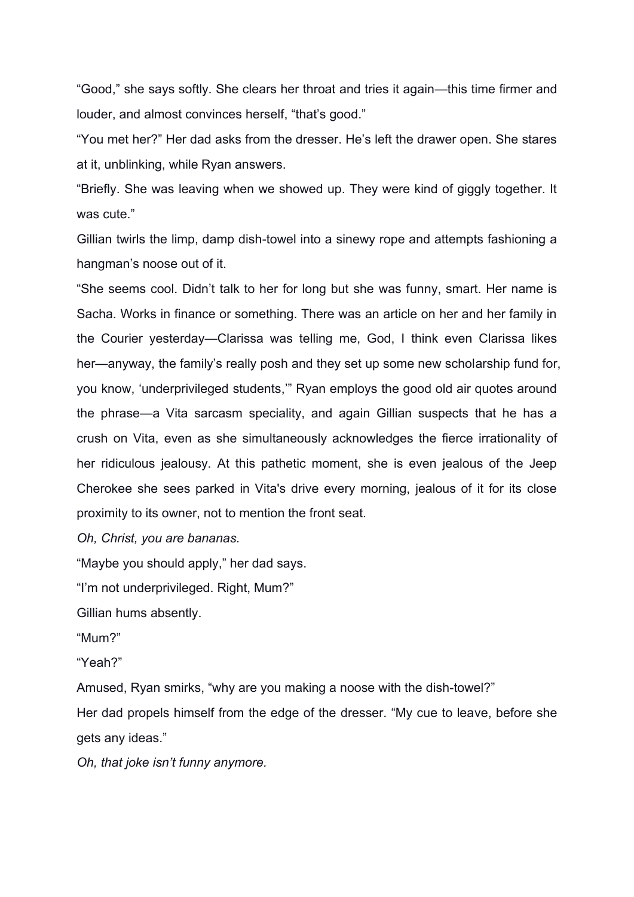"Good," she says softly. She clears her throat and tries it again—this time firmer and louder, and almost convinces herself, "that's good."

"You met her?" Her dad asks from the dresser. He's left the drawer open. She stares at it, unblinking, while Ryan answers.

"Briefly. She was leaving when we showed up. They were kind of giggly together. It was cute."

Gillian twirls the limp, damp dish-towel into a sinewy rope and attempts fashioning a hangman's noose out of it.

"She seems cool. Didn't talk to her for long but she was funny, smart. Her name is Sacha. Works in finance or something. There was an article on her and her family in the Courier yesterday—Clarissa was telling me, God, I think even Clarissa likes her—anyway, the family's really posh and they set up some new scholarship fund for, you know, 'underprivileged students,'" Ryan employs the good old air quotes around the phrase—a Vita sarcasm speciality, and again Gillian suspects that he has a crush on Vita, even as she simultaneously acknowledges the fierce irrationality of her ridiculous jealousy. At this pathetic moment, she is even jealous of the Jeep Cherokee she sees parked in Vita's drive every morning, jealous of it for its close proximity to its owner, not to mention the front seat.

*Oh, Christ, you are bananas.*

"Maybe you should apply," her dad says.

"I'm not underprivileged. Right, Mum?"

Gillian hums absently.

"Mum?"

"Yeah?"

Amused, Ryan smirks, "why are you making a noose with the dish-towel?"

Her dad propels himself from the edge of the dresser. "My cue to leave, before she gets any ideas."

*Oh, that joke isn't funny anymore.*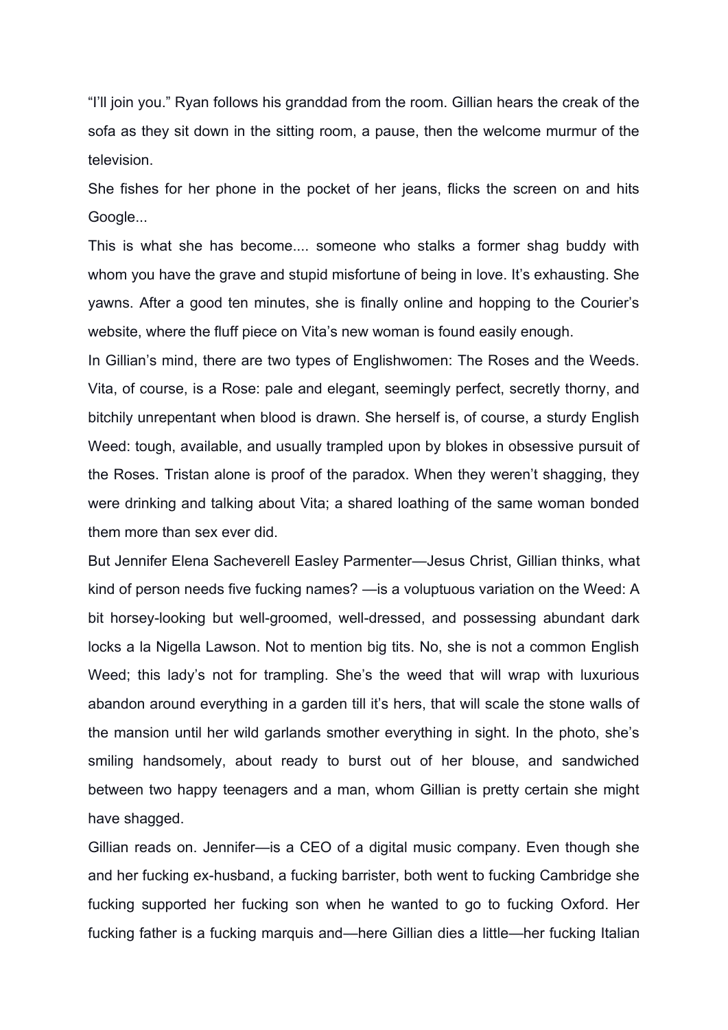"I'll join you." Ryan follows his granddad from the room. Gillian hears the creak of the sofa as they sit down in the sitting room, a pause, then the welcome murmur of the television.

She fishes for her phone in the pocket of her jeans, flicks the screen on and hits Google...

This is what she has become.... someone who stalks a former shag buddy with whom you have the grave and stupid misfortune of being in love. It's exhausting. She yawns. After a good ten minutes, she is finally online and hopping to the Courier's website, where the fluff piece on Vita's new woman is found easily enough.

In Gillian's mind, there are two types of Englishwomen: The Roses and the Weeds. Vita, of course, is a Rose: pale and elegant, seemingly perfect, secretly thorny, and bitchily unrepentant when blood is drawn. She herself is, of course, a sturdy English Weed: tough, available, and usually trampled upon by blokes in obsessive pursuit of the Roses. Tristan alone is proof of the paradox. When they weren't shagging, they were drinking and talking about Vita; a shared loathing of the same woman bonded them more than sex ever did.

But Jennifer Elena Sacheverell Easley Parmenter—Jesus Christ, Gillian thinks, what kind of person needs five fucking names? —is a voluptuous variation on the Weed: A bit horsey-looking but well-groomed, well-dressed, and possessing abundant dark locks a la Nigella Lawson. Not to mention big tits. No, she is not a common English Weed; this lady's not for trampling. She's the weed that will wrap with luxurious abandon around everything in a garden till it's hers, that will scale the stone walls of the mansion until her wild garlands smother everything in sight. In the photo, she's smiling handsomely, about ready to burst out of her blouse, and sandwiched between two happy teenagers and a man, whom Gillian is pretty certain she might have shagged.

Gillian reads on. Jennifer—is a CEO of a digital music company. Even though she and her fucking ex-husband, a fucking barrister, both went to fucking Cambridge she fucking supported her fucking son when he wanted to go to fucking Oxford. Her fucking father is a fucking marquis and—here Gillian dies a little—her fucking Italian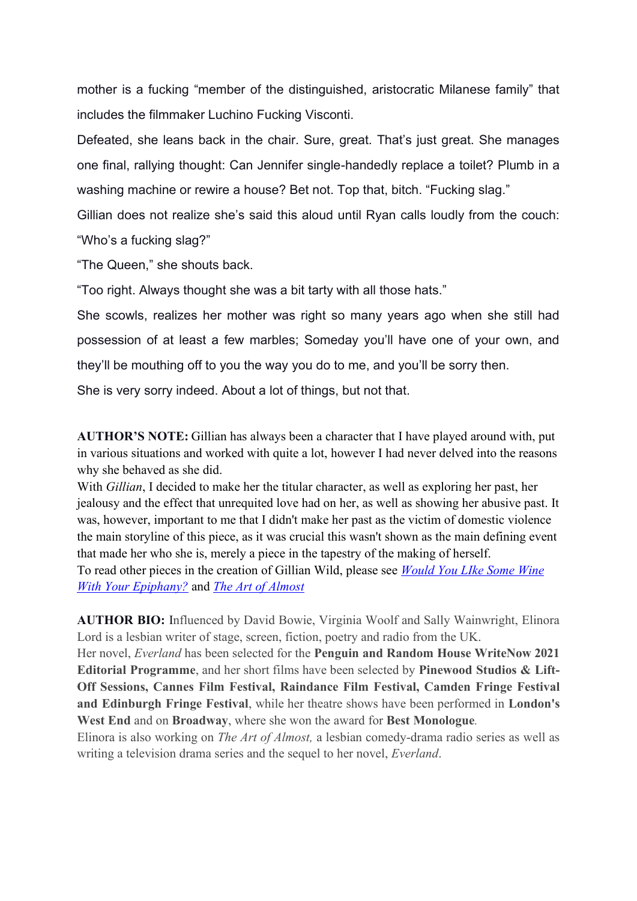mother is a fucking "member of the distinguished, aristocratic Milanese family" that includes the filmmaker Luchino Fucking Visconti.

Defeated, she leans back in the chair. Sure, great. That's just great. She manages one final, rallying thought: Can Jennifer single-handedly replace a toilet? Plumb in a washing machine or rewire a house? Bet not. Top that, bitch. "Fucking slag."

Gillian does not realize she's said this aloud until Ryan calls loudly from the couch: "Who's a fucking slag?"

"The Queen," she shouts back.

"Too right. Always thought she was a bit tarty with all those hats."

She scowls, realizes her mother was right so many years ago when she still had possession of at least a few marbles; Someday you'll have one of your own, and they'll be mouthing off to you the way you do to me, and you'll be sorry then.

She is very sorry indeed. About a lot of things, but not that.

**AUTHOR'S NOTE:** Gillian has always been a character that I have played around with, put in various situations and worked with quite a lot, however I had never delved into the reasons why she behaved as she did.

With *Gillian*, I decided to make her the titular character, as well as exploring her past, her jealousy and the effect that unrequited love had on her, as well as showing her abusive past. It was, however, important to me that I didn't make her past as the victim of domestic violence the main storyline of this piece, as it was crucial this wasn't shown as the main defining event that made her who she is, merely a piece in the tapestry of the making of herself.

To read other pieces in the creation of Gillian Wild, please see *Would You LIke Some Wine With Your Epiphany?* and *The Art of Almost*

**AUTHOR BIO:** Influenced by David Bowie, Virginia Woolf and Sally Wainwright, Elinora Lord is a lesbian writer of stage, screen, fiction, poetry and radio from the UK.

Her novel, *Everland* has been selected for the **Penguin and Random House WriteNow 2021 Editorial Programme**, and her short films have been selected by **Pinewood Studios & Lift-Off Sessions, Cannes Film Festival, Raindance Film Festival, Camden Fringe Festival and Edinburgh Fringe Festival**, while her theatre shows have been performed in **London's West End** and on **Broadway**, where she won the award for **Best Monologue**.

Elinora is also working on *The Art of Almost,* a lesbian comedy-drama radio series as well as writing a television drama series and the sequel to her novel, *Everland*.